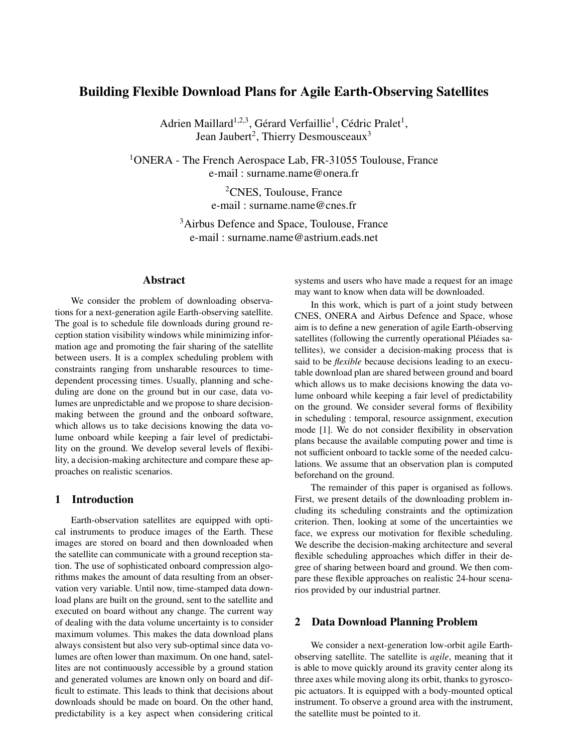# Building Flexible Download Plans for Agile Earth-Observing Satellites

Adrien Maillard[1,2,3], Gérard Verfaillie[1], Cédric Pralet[1],
Jean Jaubert[2], Thierry Desmousceaux[3]

[1]ONERA - The French Aerospace Lab, FR-31055 Toulouse, France
e-mail : surname.name@onera.fr

[2]CNES, Toulouse, France
e-mail : surname.name@cnes.fr

[3]Airbus Defence and Space, Toulouse, France
e-mail : surname.name@astrium.eads.net

## Abstract

We consider the problem of downloading observations for a next-generation agile Earth-observing satellite. The goal is to schedule file downloads during ground reception station visibility windows while minimizing information age and promoting the fair sharing of the satellite between users. It is a complex scheduling problem with constraints ranging from unsharable resources to time-dependent processing times. Usually, planning and scheduling are done on the ground but in our case, data volumes are unpredictable and we propose to share decision-making between the ground and the onboard software, which allows us to take decisions knowing the data volume onboard while keeping a fair level of predictability on the ground. We develop several levels of flexibility, a decision-making architecture and compare these approaches on realistic scenarios.

## 1 Introduction

Earth-observation satellites are equipped with optical instruments to produce images of the Earth. These images are stored on board and then downloaded when the satellite can communicate with a ground reception station. The use of sophisticated onboard compression algorithms makes the amount of data resulting from an observation very variable. Until now, time-stamped data download plans are built on the ground, sent to the satellite and executed on board without any change. The current way of dealing with the data volume uncertainty is to consider maximum volumes. This makes the data download plans always consistent but also very sub-optimal since data volumes are often lower than maximum. On one hand, satellites are not continuously accessible by a ground station and generated volumes are known only on board and difficult to estimate. This leads to think that decisions about downloads should be made on board. On the other hand, predictability is a key aspect when considering critical systems and users who have made a request for an image may want to know when data will be downloaded.

In this work, which is part of a joint study between CNES, ONERA and Airbus Defence and Space, whose aim is to define a new generation of agile Earth-observing satellites (following the currently operational Pléiades satellites), we consider a decision-making process that is said to be *flexible* because decisions leading to an executable download plan are shared between ground and board which allows us to make decisions knowing the data volume onboard while keeping a fair level of predictability on the ground. We consider several forms of flexibility in scheduling : temporal, resource assignment, execution mode [1]. We do not consider flexibility in observation plans because the available computing power and time is not sufficient onboard to tackle some of the needed calculations. We assume that an observation plan is computed beforehand on the ground.

The remainder of this paper is organised as follows. First, we present details of the downloading problem including its scheduling constraints and the optimization criterion. Then, looking at some of the uncertainties we face, we express our motivation for flexible scheduling. We describe the decision-making architecture and several flexible scheduling approaches which differ in their degree of sharing between board and ground. We then compare these flexible approaches on realistic 24-hour scenarios provided by our industrial partner.

## 2 Data Download Planning Problem

We consider a next-generation low-orbit agile Earth-observing satellite. The satellite is *agile*, meaning that it is able to move quickly around its gravity center along its three axes while moving along its orbit, thanks to gyroscopic actuators. It is equipped with a body-mounted optical instrument. To observe a ground area with the instrument, the satellite must be pointed to it.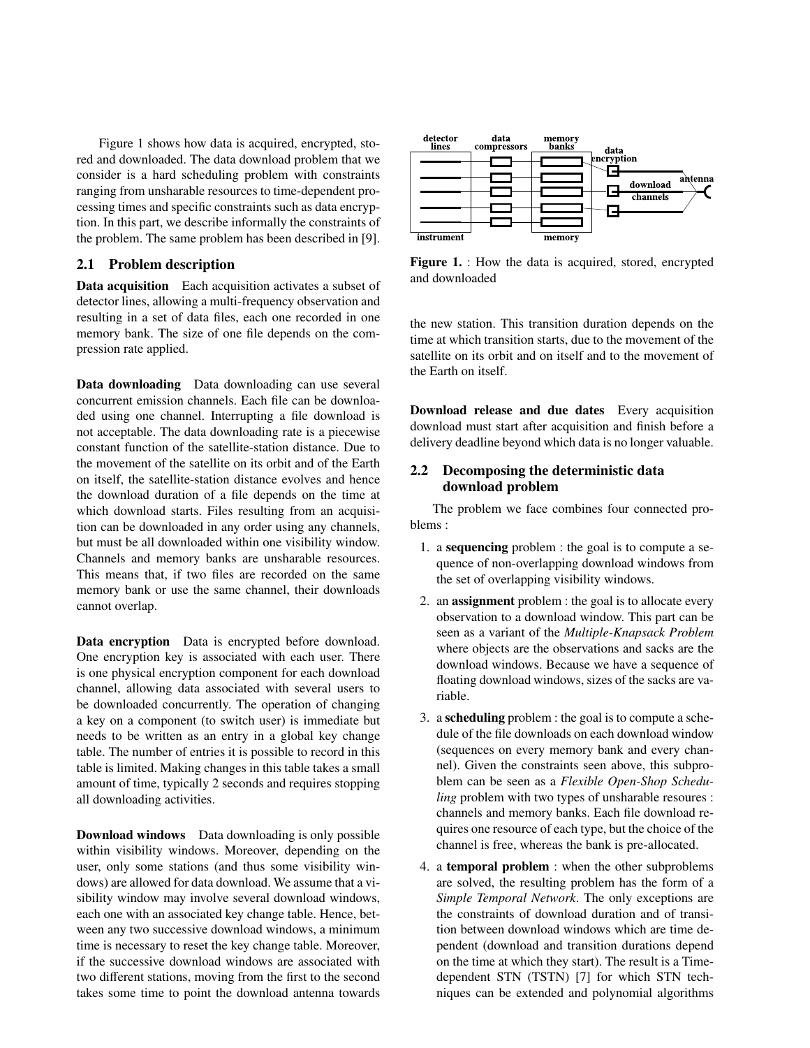Figure 1 shows how data is acquired, encrypted, stored and downloaded. The data download problem that we consider is a hard scheduling problem with constraints ranging from unsharable resources to time-dependent processing times and specific constraints such as data encryption. In this part, we describe informally the constraints of the problem. The same problem has been described in [9].

## 2.1 Problem description

**Data acquisition** Each acquisition activates a subset of detector lines, allowing a multi-frequency observation and resulting in a set of data files, each one recorded in one memory bank. The size of one file depends on the compression rate applied.

**Data downloading** Data downloading can use several concurrent emission channels. Each file can be downloaded using one channel. Interrupting a file download is not acceptable. The data downloading rate is a piecewise constant function of the satellite-station distance. Due to the movement of the satellite on its orbit and of the Earth on itself, the satellite-station distance evolves and hence the download duration of a file depends on the time at which download starts. Files resulting from an acquisition can be downloaded in any order using any channels, but must be all downloaded within one visibility window. Channels and memory banks are unsharable resources. This means that, if two files are recorded on the same memory bank or use the same channel, their downloads cannot overlap.

**Data encryption** Data is encrypted before download. One encryption key is associated with each user. There is one physical encryption component for each download channel, allowing data associated with several users to be downloaded concurrently. The operation of changing a key on a component (to switch user) is immediate but needs to be written as an entry in a global key change table. The number of entries it is possible to record in this table is limited. Making changes in this table takes a small amount of time, typically 2 seconds and requires stopping all downloading activities.

**Download windows** Data downloading is only possible within visibility windows. Moreover, depending on the user, only some stations (and thus some visibility windows) are allowed for data download. We assume that a visibility window may involve several download windows, each one with an associated key change table. Hence, between any two successive download windows, a minimum time is necessary to reset the key change table. Moreover, if the successive download windows are associated with two different stations, moving from the first to the second takes some time to point the download antenna towards the new station. This transition duration depends on the time at which transition starts, due to the movement of the satellite on its orbit and on itself and to the movement of the Earth on itself.

detector lines | data compressors | memory banks | data encryption | download channels | antenna | instrument | memory

**Figure 1.** : How the data is acquired, stored, encrypted and downloaded

**Download release and due dates** Every acquisition download must start after acquisition and finish before a delivery deadline beyond which data is no longer valuable.

## 2.2 Decomposing the deterministic data download problem

The problem we face combines four connected problems :

1. a **sequencing** problem : the goal is to compute a sequence of non-overlapping download windows from the set of overlapping visibility windows.
2. an **assignment** problem : the goal is to allocate every observation to a download window. This part can be seen as a variant of the *Multiple-Knapsack Problem* where objects are the observations and sacks are the download windows. Because we have a sequence of floating download windows, sizes of the sacks are variable.
3. a **scheduling** problem : the goal is to compute a schedule of the file downloads on each download window (sequences on every memory bank and every channel). Given the constraints seen above, this subproblem can be seen as a *Flexible Open-Shop Scheduling* problem with two types of unsharable resoures : channels and memory banks. Each file download requires one resource of each type, but the choice of the channel is free, whereas the bank is pre-allocated.
4. a **temporal problem** : when the other subproblems are solved, the resulting problem has the form of a *Simple Temporal Network*. The only exceptions are the constraints of download duration and of transition between download windows which are time dependent (download and transition durations depend on the time at which they start). The result is a Time-dependent STN (TSTN) [7] for which STN techniques can be extended and polynomial algorithms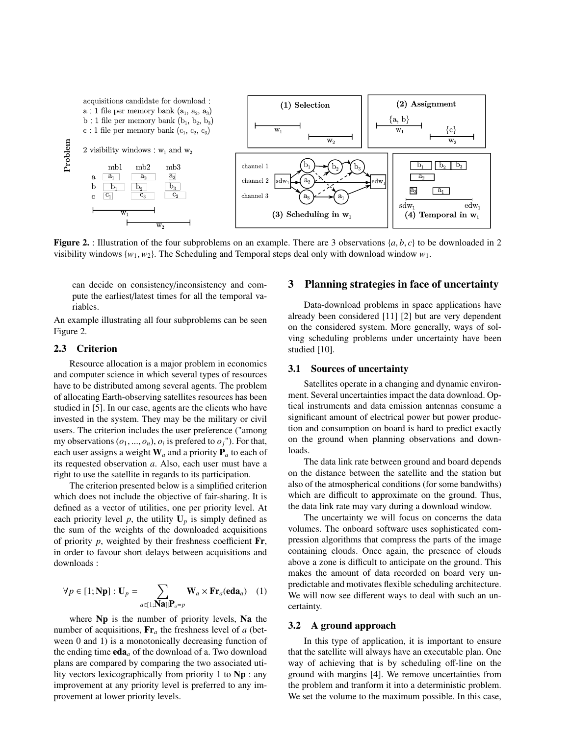**Figure 2.** : Illustration of the four subproblems on an example. There are 3 observations $\{a, b, c\}$ to be downloaded in 2 visibility windows $\{w_1, w_2\}$. The Scheduling and Temporal steps deal only with download window $w_1$.

can decide on consistency/inconsistency and compute the earliest/latest times for all the temporal variables.

An example illustrating all four subproblems can be seen Figure 2.

### 2.3 Criterion

Resource allocation is a major problem in economics and computer science in which several types of resources have to be distributed among several agents. The problem of allocating Earth-observing satellites resources has been studied in [5]. In our case, agents are the clients who have invested in the system. They may be the military or civil users. The criterion includes the user preference ("among my observations $(o_1, ..., o_n)$, $o_i$ is prefered to $o_j$"). For that, each user assigns a weight $\mathbf{W}_a$ and a priority $\mathbf{P}_a$ to each of its requested observation $a$. Also, each user must have a right to use the satellite in regards to its participation.

The criterion presented below is a simplified criterion which does not include the objective of fair-sharing. It is defined as a vector of utilities, one per priority level. At each priority level $p$, the utility $\mathbf{U}_p$ is simply defined as the sum of the weights of the downloaded acquisitions of priority $p$, weighted by their freshness coefficient $\mathbf{Fr}$, in order to favour short delays between acquisitions and downloads :

$$\forall p \in [1; \mathbf{Np}] : \mathbf{U}_p = \sum_{a \in [1;\mathbf{Na}] | \mathbf{P}_a = p} \mathbf{W}_a \times \mathbf{Fr}_a(\mathbf{eda}_a) \quad (1)$$

where $\mathbf{Np}$ is the number of priority levels, $\mathbf{Na}$ the number of acquisitions, $\mathbf{Fr}_a$ the freshness level of $a$ (between 0 and 1) is a monotonically decreasing function of the ending time $\mathbf{eda}_a$ of the download of a. Two download plans are compared by comparing the two associated utility vectors lexicographically from priority 1 to $\mathbf{Np}$ : any improvement at any priority level is preferred to any improvement at lower priority levels.

## 3 Planning strategies in face of uncertainty

Data-download problems in space applications have already been considered [11] [2] but are very dependent on the considered system. More generally, ways of solving scheduling problems under uncertainty have been studied [10].

### 3.1 Sources of uncertainty

Satellites operate in a changing and dynamic environment. Several uncertainties impact the data download. Optical instruments and data emission antennas consume a significant amount of electrical power but power production and consumption on board is hard to predict exactly on the ground when planning observations and downloads.

The data link rate between ground and board depends on the distance between the satellite and the station but also of the atmospherical conditions (for some bandwiths) which are difficult to approximate on the ground. Thus, the data link rate may vary during a download window.

The uncertainty we will focus on concerns the data volumes. The onboard software uses sophisticated compression algorithms that compress the parts of the image containing clouds. Once again, the presence of clouds above a zone is difficult to anticipate on the ground. This makes the amount of data recorded on board very unpredictable and motivates flexible scheduling architecture. We will now see different ways to deal with such an uncertainty.

### 3.2 A ground approach

In this type of application, it is important to ensure that the satellite will always have an executable plan. One way of achieving that is by scheduling off-line on the ground with margins [4]. We remove uncertainties from the problem and tranform it into a deterministic problem. We set the volume to the maximum possible. In this case,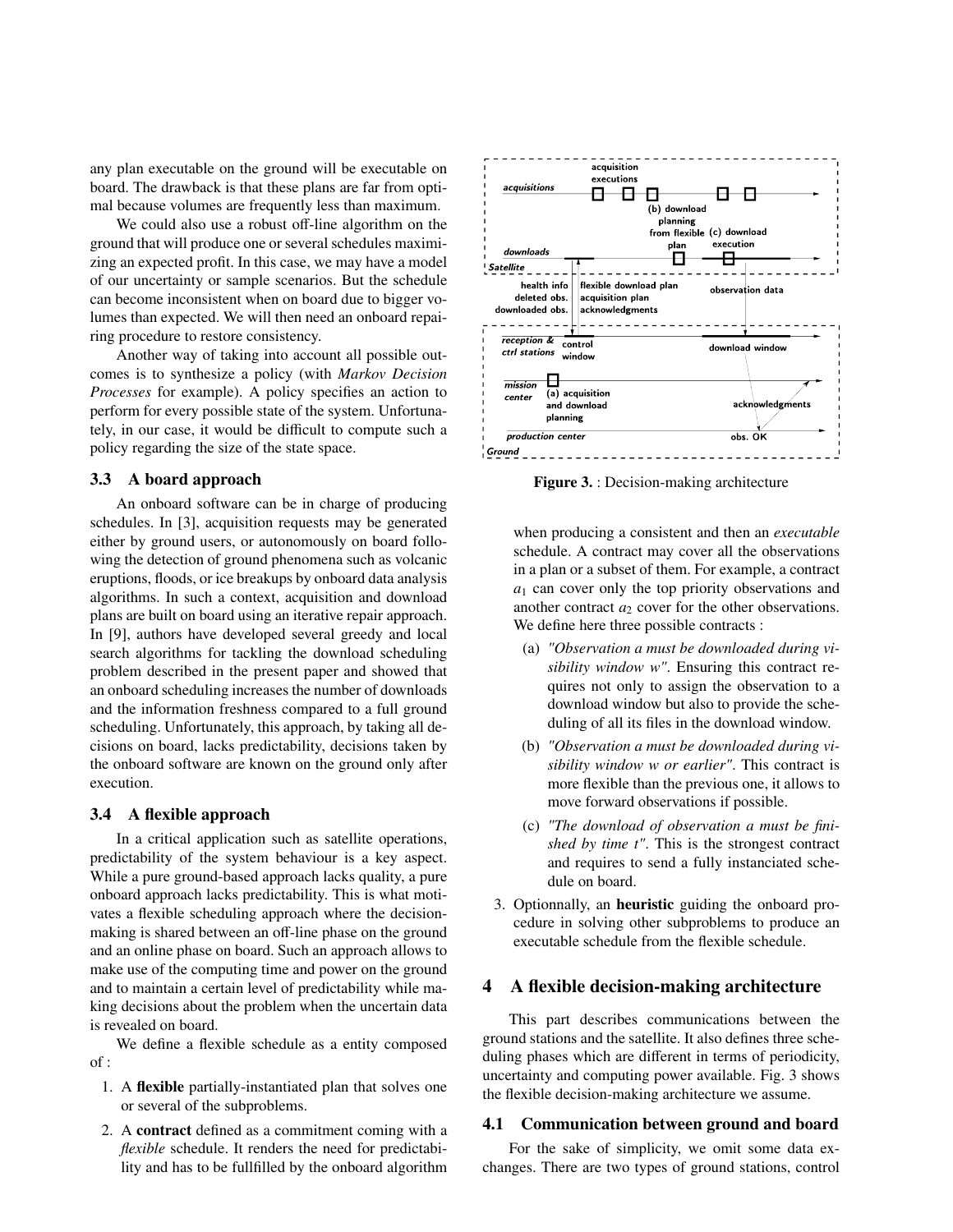any plan executable on the ground will be executable on board. The drawback is that these plans are far from optimal because volumes are frequently less than maximum.

We could also use a robust off-line algorithm on the ground that will produce one or several schedules maximizing an expected profit. In this case, we may have a model of our uncertainty or sample scenarios. But the schedule can become inconsistent when on board due to bigger volumes than expected. We will then need an onboard repairing procedure to restore consistency.

Another way of taking into account all possible outcomes is to synthesize a policy (with *Markov Decision Processes* for example). A policy specifies an action to perform for every possible state of the system. Unfortunately, in our case, it would be difficult to compute such a policy regarding the size of the state space.

### 3.3 A board approach

An onboard software can be in charge of producing schedules. In [3], acquisition requests may be generated either by ground users, or autonomously on board following the detection of ground phenomena such as volcanic eruptions, floods, or ice breakups by onboard data analysis algorithms. In such a context, acquisition and download plans are built on board using an iterative repair approach. In [9], authors have developed several greedy and local search algorithms for tackling the download scheduling problem described in the present paper and showed that an onboard scheduling increases the number of downloads and the information freshness compared to a full ground scheduling. Unfortunately, this approach, by taking all decisions on board, lacks predictability, decisions taken by the onboard software are known on the ground only after execution.

### 3.4 A flexible approach

In a critical application such as satellite operations, predictability of the system behaviour is a key aspect. While a pure ground-based approach lacks quality, a pure onboard approach lacks predictability. This is what motivates a flexible scheduling approach where the decision-making is shared between an off-line phase on the ground and an online phase on board. Such an approach allows to make use of the computing time and power on the ground and to maintain a certain level of predictability while making decisions about the problem when the uncertain data is revealed on board.

We define a flexible schedule as a entity composed of :

1. A **flexible** partially-instantiated plan that solves one or several of the subproblems.
2. A **contract** defined as a commitment coming with a *flexible* schedule. It renders the need for predictability and has to be fullfilled by the onboard algorithm when producing a consistent and then an *executable* schedule. A contract may cover all the observations in a plan or a subset of them. For example, a contract $a_1$ can cover only the top priority observations and another contract $a_2$ cover for the other observations. We define here three possible contracts :
   (a) *"Observation a must be downloaded during visibility window w"*. Ensuring this contract requires not only to assign the observation to a download window but also to provide the scheduling of all its files in the download window.
   (b) *"Observation a must be downloaded during visibility window w or earlier"*. This contract is more flexible than the previous one, it allows to move forward observations if possible.
   (c) *"The download of observation a must be finished by time t"*. This is the strongest contract and requires to send a fully instanciated schedule on board.
3. Optionnally, an **heuristic** guiding the onboard procedure in solving other subproblems to produce an executable schedule from the flexible schedule.

**Figure 3.** : Decision-making architecture

## 4 A flexible decision-making architecture

This part describes communications between the ground stations and the satellite. It also defines three scheduling phases which are different in terms of periodicity, uncertainty and computing power available. Fig. 3 shows the flexible decision-making architecture we assume.

### 4.1 Communication between ground and board

For the sake of simplicity, we omit some data exchanges. There are two types of ground stations, control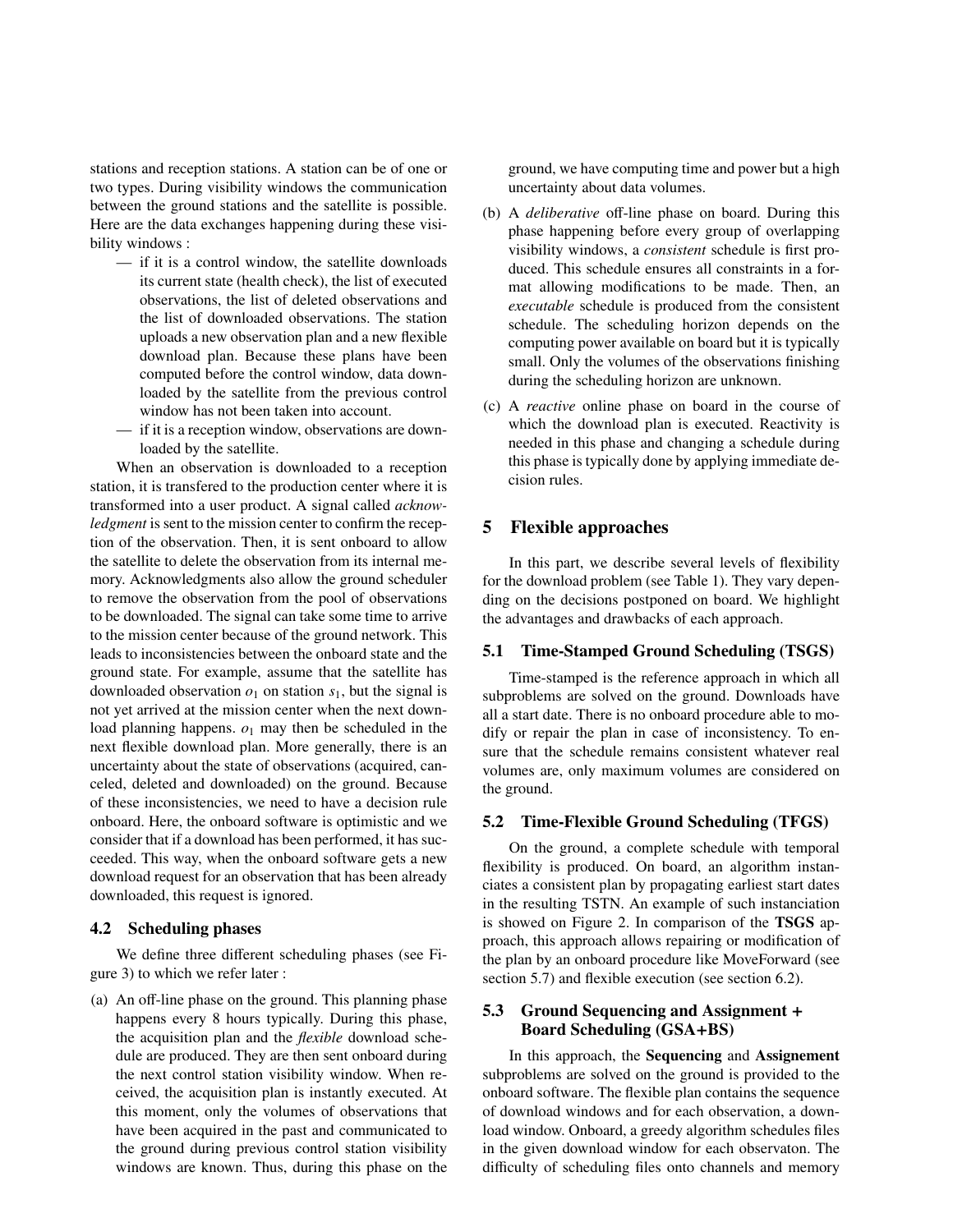stations and reception stations. A station can be of one or two types. During visibility windows the communication between the ground stations and the satellite is possible. Here are the data exchanges happening during these visibility windows :

- if it is a control window, the satellite downloads its current state (health check), the list of executed observations, the list of deleted observations and the list of downloaded observations. The station uploads a new observation plan and a new flexible download plan. Because these plans have been computed before the control window, data downloaded by the satellite from the previous control window has not been taken into account.
- if it is a reception window, observations are downloaded by the satellite.

When an observation is downloaded to a reception station, it is transfered to the production center where it is transformed into a user product. A signal called *acknowledgment* is sent to the mission center to confirm the reception of the observation. Then, it is sent onboard to allow the satellite to delete the observation from its internal memory. Acknowledgments also allow the ground scheduler to remove the observation from the pool of observations to be downloaded. The signal can take some time to arrive to the mission center because of the ground network. This leads to inconsistencies between the onboard state and the ground state. For example, assume that the satellite has downloaded observation $o_1$ on station $s_1$, but the signal is not yet arrived at the mission center when the next download planning happens. $o_1$ may then be scheduled in the next flexible download plan. More generally, there is an uncertainty about the state of observations (acquired, canceled, deleted and downloaded) on the ground. Because of these inconsistencies, we need to have a decision rule onboard. Here, the onboard software is optimistic and we consider that if a download has been performed, it has succeeded. This way, when the onboard software gets a new download request for an observation that has been already downloaded, this request is ignored.

### 4.2 Scheduling phases

We define three different scheduling phases (see Figure 3) to which we refer later :

(a) An off-line phase on the ground. This planning phase happens every 8 hours typically. During this phase, the acquisition plan and the *flexible* download schedule are produced. They are then sent onboard during the next control station visibility window. When received, the acquisition plan is instantly executed. At this moment, only the volumes of observations that have been acquired in the past and communicated to the ground during previous control station visibility windows are known. Thus, during this phase on the ground, we have computing time and power but a high uncertainty about data volumes.

(b) A *deliberative* off-line phase on board. During this phase happening before every group of overlapping visibility windows, a *consistent* schedule is first produced. This schedule ensures all constraints in a format allowing modifications to be made. Then, an *executable* schedule is produced from the consistent schedule. The scheduling horizon depends on the computing power available on board but it is typically small. Only the volumes of the observations finishing during the scheduling horizon are unknown.

(c) A *reactive* online phase on board in the course of which the download plan is executed. Reactivity is needed in this phase and changing a schedule during this phase is typically done by applying immediate decision rules.

## 5 Flexible approaches

In this part, we describe several levels of flexibility for the download problem (see Table 1). They vary depending on the decisions postponed on board. We highlight the advantages and drawbacks of each approach.

### 5.1 Time-Stamped Ground Scheduling (TSGS)

Time-stamped is the reference approach in which all subproblems are solved on the ground. Downloads have all a start date. There is no onboard procedure able to modify or repair the plan in case of inconsistency. To ensure that the schedule remains consistent whatever real volumes are, only maximum volumes are considered on the ground.

### 5.2 Time-Flexible Ground Scheduling (TFGS)

On the ground, a complete schedule with temporal flexibility is produced. On board, an algorithm instanciates a consistent plan by propagating earliest start dates in the resulting TSTN. An example of such instanciation is showed on Figure 2. In comparison of the **TSGS** approach, this approach allows repairing or modification of the plan by an onboard procedure like MoveForward (see section 5.7) and flexible execution (see section 6.2).

### 5.3 Ground Sequencing and Assignment + Board Scheduling (GSA+BS)

In this approach, the **Sequencing** and **Assignement** subproblems are solved on the ground is provided to the onboard software. The flexible plan contains the sequence of download windows and for each observation, a download window. Onboard, a greedy algorithm schedules files in the given download window for each observaton. The difficulty of scheduling files onto channels and memory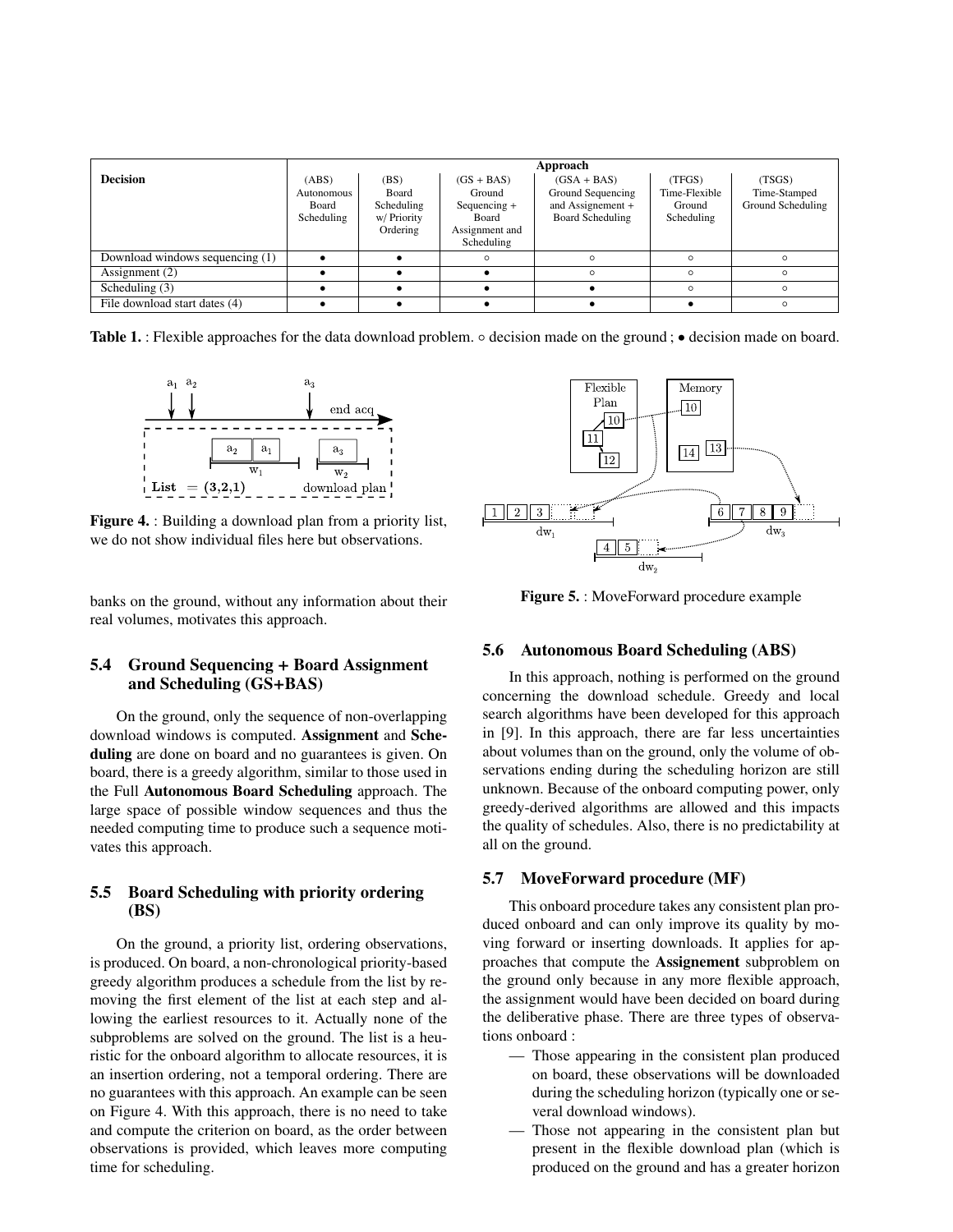| Decision | Approach | | | | | |
|---|---|---|---|---|---|---|
| | (ABS) Autonomous Board Scheduling | (BS) Board Scheduling w/ Priority Ordering | (GS + BAS) Ground Sequencing + Board Assignment and Scheduling | (GSA + BAS) Ground Sequencing and Assignement + Board Scheduling | (TFGS) Time-Flexible Ground Scheduling | (TSGS) Time-Stamped Ground Scheduling |
| Download windows sequencing (1) | • | • | ◦ | ◦ | ◦ | ◦ |
| Assignment (2) | • | • | • | ◦ | ◦ | ◦ |
| Scheduling (3) | • | • | • | • | ◦ | ◦ |
| File download start dates (4) | • | • | • | • | • | ◦ |

**Table 1.** : Flexible approaches for the data download problem. ◦ decision made on the ground ; • decision made on board.

**Figure 4.** : Building a download plan from a priority list, we do not show individual files here but observations.

banks on the ground, without any information about their real volumes, motivates this approach.

### 5.4 Ground Sequencing + Board Assignment and Scheduling (GS+BAS)

On the ground, only the sequence of non-overlapping download windows is computed. **Assignment** and **Scheduling** are done on board and no guarantees is given. On board, there is a greedy algorithm, similar to those used in the Full **Autonomous Board Scheduling** approach. The large space of possible window sequences and thus the needed computing time to produce such a sequence motivates this approach.

### 5.5 Board Scheduling with priority ordering (BS)

On the ground, a priority list, ordering observations, is produced. On board, a non-chronological priority-based greedy algorithm produces a schedule from the list by removing the first element of the list at each step and allowing the earliest resources to it. Actually none of the subproblems are solved on the ground. The list is a heuristic for the onboard algorithm to allocate resources, it is an insertion ordering, not a temporal ordering. There are no guarantees with this approach. An example can be seen on Figure 4. With this approach, there is no need to take and compute the criterion on board, as the order between observations is provided, which leaves more computing time for scheduling.

**Figure 5.** : MoveForward procedure example

### 5.6 Autonomous Board Scheduling (ABS)

In this approach, nothing is performed on the ground concerning the download schedule. Greedy and local search algorithms have been developed for this approach in [9]. In this approach, there are far less uncertainties about volumes than on the ground, only the volume of observations ending during the scheduling horizon are still unknown. Because of the onboard computing power, only greedy-derived algorithms are allowed and this impacts the quality of schedules. Also, there is no predictability at all on the ground.

### 5.7 MoveForward procedure (MF)

This onboard procedure takes any consistent plan produced onboard and can only improve its quality by moving forward or inserting downloads. It applies for approaches that compute the **Assignement** subproblem on the ground only because in any more flexible approach, the assignment would have been decided on board during the deliberative phase. There are three types of observations onboard :

- Those appearing in the consistent plan produced on board, these observations will be downloaded during the scheduling horizon (typically one or several download windows).
- Those not appearing in the consistent plan but present in the flexible download plan (which is produced on the ground and has a greater horizon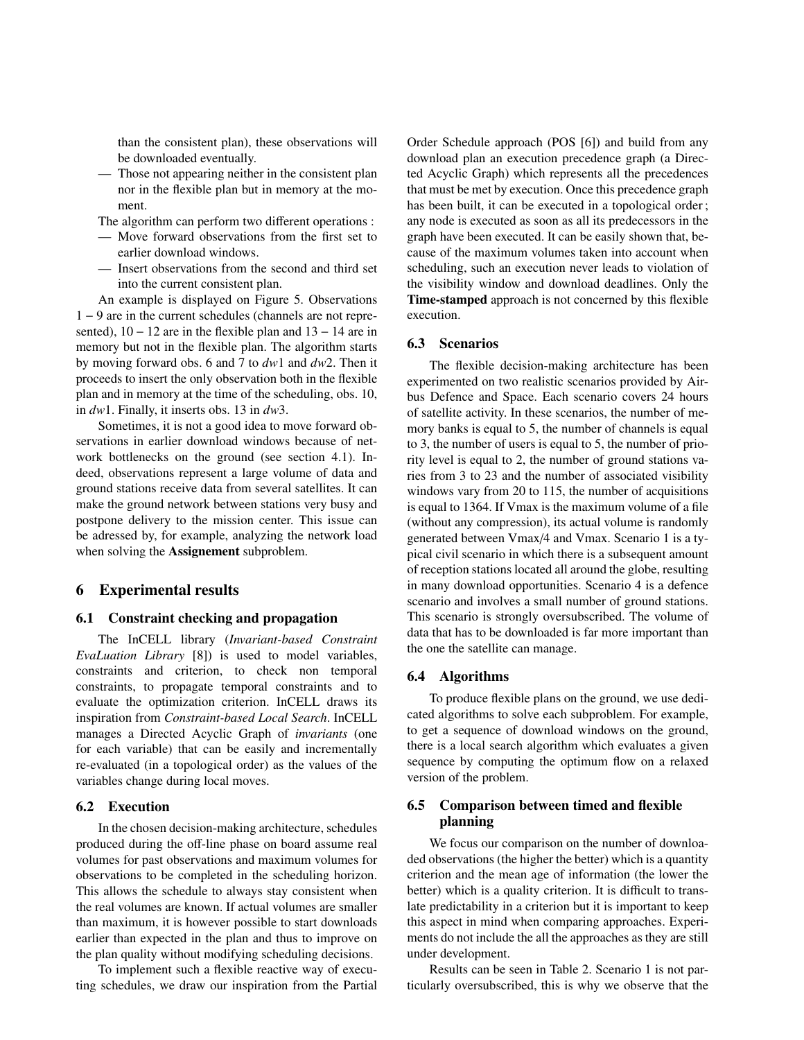than the consistent plan), these observations will be downloaded eventually.

- Those not appearing neither in the consistent plan nor in the flexible plan but in memory at the moment.

The algorithm can perform two different operations :

- Move forward observations from the first set to earlier download windows.
- Insert observations from the second and third set into the current consistent plan.

An example is displayed on Figure 5. Observations $1-9$ are in the current schedules (channels are not represented), $10-12$ are in the flexible plan and $13-14$ are in memory but not in the flexible plan. The algorithm starts by moving forward obs. 6 and 7 to $dw1$ and $dw2$. Then it proceeds to insert the only observation both in the flexible plan and in memory at the time of the scheduling, obs. 10, in $dw1$. Finally, it inserts obs. 13 in $dw3$.

Sometimes, it is not a good idea to move forward observations in earlier download windows because of network bottlenecks on the ground (see section 4.1). Indeed, observations represent a large volume of data and ground stations receive data from several satellites. It can make the ground network between stations very busy and postpone delivery to the mission center. This issue can be adressed by, for example, analyzing the network load when solving the **Assignement** subproblem.

## 6 Experimental results

### 6.1 Constraint checking and propagation

The InCELL library (*Invariant-based Constraint EvaLuation Library* [8]) is used to model variables, constraints and criterion, to check non temporal constraints, to propagate temporal constraints and to evaluate the optimization criterion. InCELL draws its inspiration from *Constraint-based Local Search*. InCELL manages a Directed Acyclic Graph of *invariants* (one for each variable) that can be easily and incrementally re-evaluated (in a topological order) as the values of the variables change during local moves.

### 6.2 Execution

In the chosen decision-making architecture, schedules produced during the off-line phase on board assume real volumes for past observations and maximum volumes for observations to be completed in the scheduling horizon. This allows the schedule to always stay consistent when the real volumes are known. If actual volumes are smaller than maximum, it is however possible to start downloads earlier than expected in the plan and thus to improve on the plan quality without modifying scheduling decisions.

To implement such a flexible reactive way of executing schedules, we draw our inspiration from the Partial Order Schedule approach (POS [6]) and build from any download plan an execution precedence graph (a Directed Acyclic Graph) which represents all the precedences that must be met by execution. Once this precedence graph has been built, it can be executed in a topological order ; any node is executed as soon as all its predecessors in the graph have been executed. It can be easily shown that, because of the maximum volumes taken into account when scheduling, such an execution never leads to violation of the visibility window and download deadlines. Only the **Time-stamped** approach is not concerned by this flexible execution.

### 6.3 Scenarios

The flexible decision-making architecture has been experimented on two realistic scenarios provided by Airbus Defence and Space. Each scenario covers 24 hours of satellite activity. In these scenarios, the number of memory banks is equal to 5, the number of channels is equal to 3, the number of users is equal to 5, the number of priority level is equal to 2, the number of ground stations varies from 3 to 23 and the number of associated visibility windows vary from 20 to 115, the number of acquisitions is equal to 1364. If Vmax is the maximum volume of a file (without any compression), its actual volume is randomly generated between Vmax/4 and Vmax. Scenario 1 is a typical civil scenario in which there is a subsequent amount of reception stations located all around the globe, resulting in many download opportunities. Scenario 4 is a defence scenario and involves a small number of ground stations. This scenario is strongly oversubscribed. The volume of data that has to be downloaded is far more important than the one the satellite can manage.

### 6.4 Algorithms

To produce flexible plans on the ground, we use dedicated algorithms to solve each subproblem. For example, to get a sequence of download windows on the ground, there is a local search algorithm which evaluates a given sequence by computing the optimum flow on a relaxed version of the problem.

### 6.5 Comparison between timed and flexible planning

We focus our comparison on the number of downloaded observations (the higher the better) which is a quantity criterion and the mean age of information (the lower the better) which is a quality criterion. It is difficult to translate predictability in a criterion but it is important to keep this aspect in mind when comparing approaches. Experiments do not include the all the approaches as they are still under development.

Results can be seen in Table 2. Scenario 1 is not particularly oversubscribed, this is why we observe that the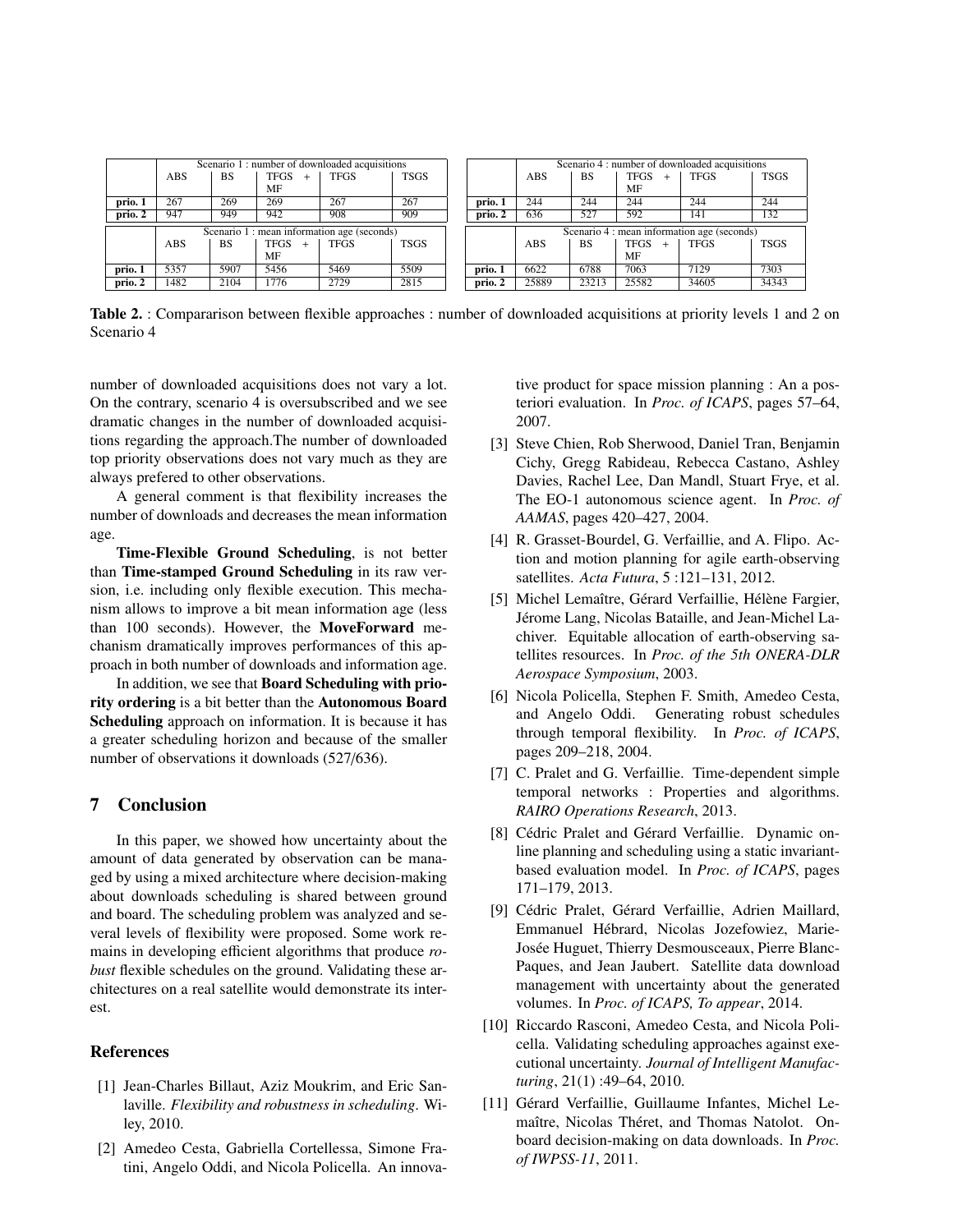| | Scenario 1 : number of downloaded acquisitions | | | | |
|---|---|---|---|---|---|
| | ABS | BS | TFGS + MF | TFGS | TSGS |
| **prio. 1** | 267 | 269 | 269 | 267 | 267 |
| **prio. 2** | 947 | 949 | 942 | 908 | 909 |

| | Scenario 1 : mean information age (seconds) | | | | |
|---|---|---|---|---|---|
| | ABS | BS | TFGS + MF | TFGS | TSGS |
| **prio. 1** | 5357 | 5907 | 5456 | 5469 | 5509 |
| **prio. 2** | 1482 | 2104 | 1776 | 2729 | 2815 |

| | Scenario 4 : number of downloaded acquisitions | | | | |
|---|---|---|---|---|---|
| | ABS | BS | TFGS + MF | TFGS | TSGS |
| **prio. 1** | 244 | 244 | 244 | 244 | 244 |
| **prio. 2** | 636 | 527 | 592 | 141 | 132 |

| | Scenario 4 : mean information age (seconds) | | | | |
|---|---|---|---|---|---|
| | ABS | BS | TFGS + MF | TFGS | TSGS |
| **prio. 1** | 6622 | 6788 | 7063 | 7129 | 7303 |
| **prio. 2** | 25889 | 23213 | 25582 | 34605 | 34343 |

**Table 2.** : Compararison between flexible approaches : number of downloaded acquisitions at priority levels 1 and 2 on Scenario 4

number of downloaded acquisitions does not vary a lot. On the contrary, scenario 4 is oversubscribed and we see dramatic changes in the number of downloaded acquisitions regarding the approach.The number of downloaded top priority observations does not vary much as they are always prefered to other observations.

A general comment is that flexibility increases the number of downloads and decreases the mean information age.

**Time-Flexible Ground Scheduling**, is not better than **Time-stamped Ground Scheduling** in its raw version, i.e. including only flexible execution. This mechanism allows to improve a bit mean information age (less than 100 seconds). However, the **MoveForward** mechanism dramatically improves performances of this approach in both number of downloads and information age.

In addition, we see that **Board Scheduling with priority ordering** is a bit better than the **Autonomous Board Scheduling** approach on information. It is because it has a greater scheduling horizon and because of the smaller number of observations it downloads (527/636).

## 7 Conclusion

In this paper, we showed how uncertainty about the amount of data generated by observation can be managed by using a mixed architecture where decision-making about downloads scheduling is shared between ground and board. The scheduling problem was analyzed and several levels of flexibility were proposed. Some work remains in developing efficient algorithms that produce *robust* flexible schedules on the ground. Validating these architectures on a real satellite would demonstrate its interest.

## References

[1] Jean-Charles Billaut, Aziz Moukrim, and Eric Sanlaville. *Flexibility and robustness in scheduling*. Wiley, 2010.

[2] Amedeo Cesta, Gabriella Cortellessa, Simone Fratini, Angelo Oddi, and Nicola Policella. An innovative product for space mission planning : An a posteriori evaluation. In *Proc. of ICAPS*, pages 57–64, 2007.

[3] Steve Chien, Rob Sherwood, Daniel Tran, Benjamin Cichy, Gregg Rabideau, Rebecca Castano, Ashley Davies, Rachel Lee, Dan Mandl, Stuart Frye, et al. The EO-1 autonomous science agent. In *Proc. of AAMAS*, pages 420–427, 2004.

[4] R. Grasset-Bourdel, G. Verfaillie, and A. Flipo. Action and motion planning for agile earth-observing satellites. *Acta Futura*, 5 :121–131, 2012.

[5] Michel Lemaître, Gérard Verfaillie, Hélène Fargier, Jérome Lang, Nicolas Bataille, and Jean-Michel Lachiver. Equitable allocation of earth-observing satellites resources. In *Proc. of the 5th ONERA-DLR Aerospace Symposium*, 2003.

[6] Nicola Policella, Stephen F. Smith, Amedeo Cesta, and Angelo Oddi. Generating robust schedules through temporal flexibility. In *Proc. of ICAPS*, pages 209–218, 2004.

[7] C. Pralet and G. Verfaillie. Time-dependent simple temporal networks : Properties and algorithms. *RAIRO Operations Research*, 2013.

[8] Cédric Pralet and Gérard Verfaillie. Dynamic online planning and scheduling using a static invariant-based evaluation model. In *Proc. of ICAPS*, pages 171–179, 2013.

[9] Cédric Pralet, Gérard Verfaillie, Adrien Maillard, Emmanuel Hébrard, Nicolas Jozefowiez, Marie-Josée Huguet, Thierry Desmousceaux, Pierre Blanc-Paques, and Jean Jaubert. Satellite data download management with uncertainty about the generated volumes. In *Proc. of ICAPS, To appear*, 2014.

[10] Riccardo Rasconi, Amedeo Cesta, and Nicola Policella. Validating scheduling approaches against executional uncertainty. *Journal of Intelligent Manufacturing*, 21(1) :49–64, 2010.

[11] Gérard Verfaillie, Guillaume Infantes, Michel Lemaître, Nicolas Théret, and Thomas Natolot. On-board decision-making on data downloads. In *Proc. of IWPSS-11*, 2011.